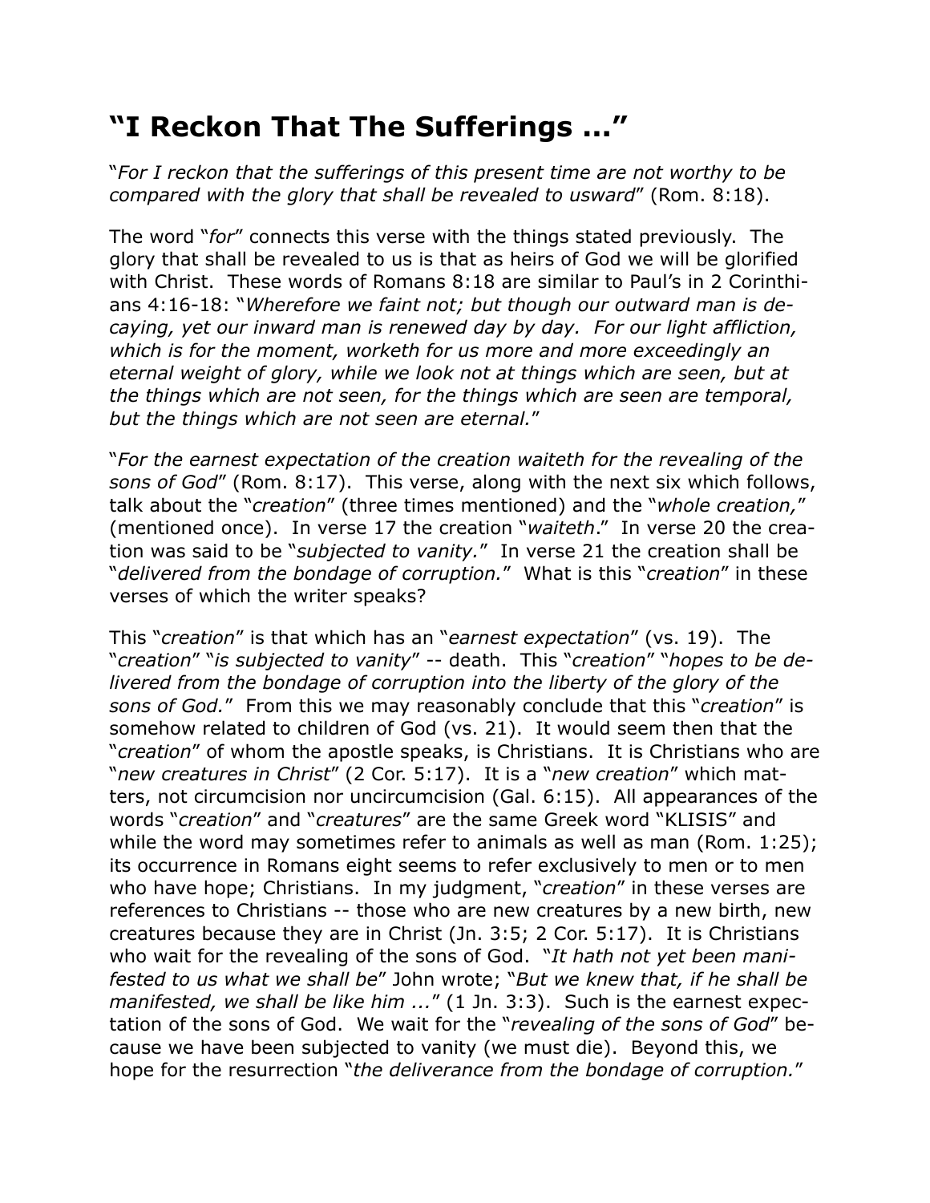# "I Reckon That The Sufferings ..."

"*For I reckon that the sufferings of this present time are not worthy to be compared with the glory that shall be revealed to usward*" (Rom. 8:18).

The word "*for*" connects this verse with the things stated previously. The glory that shall be revealed to us is that as heirs of God we will be glorified with Christ. These words of Romans 8:18 are similar to Paul's in 2 Corinthians 4:16-18: "*Wherefore we faint not; but though our outward man is decaying, yet our inward man is renewed day by day. For our light affliction, which is for the moment, worketh for us more and more exceedingly an eternal weight of glory, while we look not at things which are seen, but at the things which are not seen, for the things which are seen are temporal, but the things which are not seen are eternal.*"

"*For the earnest expectation of the creation waiteth for the revealing of the sons of God*" (Rom. 8:17). This verse, along with the next six which follows, talk about the "*creation*" (three times mentioned) and the "*whole creation,*" (mentioned once). In verse 17 the creation "*waiteth*." In verse 20 the creation was said to be "*subjected to vanity.*" In verse 21 the creation shall be "*delivered from the bondage of corruption.*" What is this "*creation*" in these verses of which the writer speaks?

This "*creation*" is that which has an "*earnest expectation*" (vs. 19). The "*creation*" "*is subjected to vanity*" -- death. This "*creation*" "*hopes to be delivered from the bondage of corruption into the liberty of the glory of the sons of God.*" From this we may reasonably conclude that this "*creation*" is somehow related to children of God (vs. 21). It would seem then that the "*creation*" of whom the apostle speaks, is Christians. It is Christians who are "*new creatures in Christ*" (2 Cor. 5:17). It is a "*new creation*" which matters, not circumcision nor uncircumcision (Gal. 6:15). All appearances of the words "*creation*" and "*creatures*" are the same Greek word "KLISIS" and while the word may sometimes refer to animals as well as man (Rom. 1:25); its occurrence in Romans eight seems to refer exclusively to men or to men who have hope; Christians. In my judgment, "*creation*" in these verses are references to Christians -- those who are new creatures by a new birth, new creatures because they are in Christ (Jn. 3:5; 2 Cor. 5:17). It is Christians who wait for the revealing of the sons of God. "*It hath not yet been manifested to us what we shall be*" John wrote; "*But we knew that, if he shall be manifested, we shall be like him ...*" (1 Jn. 3:3). Such is the earnest expectation of the sons of God. We wait for the "*revealing of the sons of God*" because we have been subjected to vanity (we must die). Beyond this, we hope for the resurrection "*the deliverance from the bondage of corruption.*"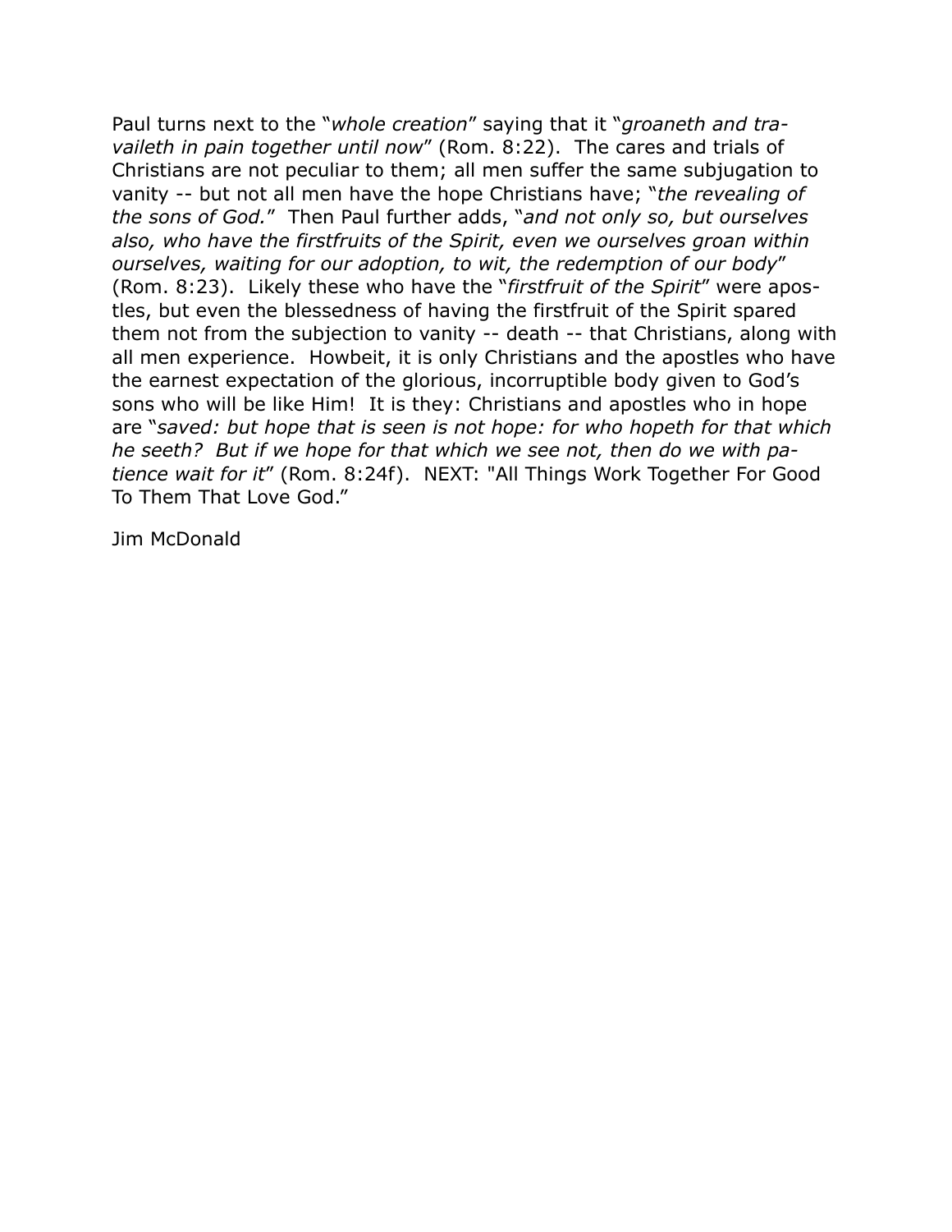Paul turns next to the "*whole creation*" saying that it "*groaneth and travaileth in pain together until now*" (Rom. 8:22). The cares and trials of Christians are not peculiar to them; all men suffer the same subjugation to vanity -- but not all men have the hope Christians have; "*the revealing of the sons of God.*" Then Paul further adds, "*and not only so, but ourselves also, who have the firstfruits of the Spirit, even we ourselves groan within ourselves, waiting for our adoption, to wit, the redemption of our body*" (Rom. 8:23). Likely these who have the "*firstfruit of the Spirit*" were apostles, but even the blessedness of having the firstfruit of the Spirit spared them not from the subjection to vanity -- death -- that Christians, along with all men experience. Howbeit, it is only Christians and the apostles who have the earnest expectation of the glorious, incorruptible body given to God's sons who will be like Him! It is they: Christians and apostles who in hope are "*saved: but hope that is seen is not hope: for who hopeth for that which he seeth? But if we hope for that which we see not, then do we with patience wait for it*" (Rom. 8:24f). NEXT: "All Things Work Together For Good To Them That Love God."

Jim McDonald